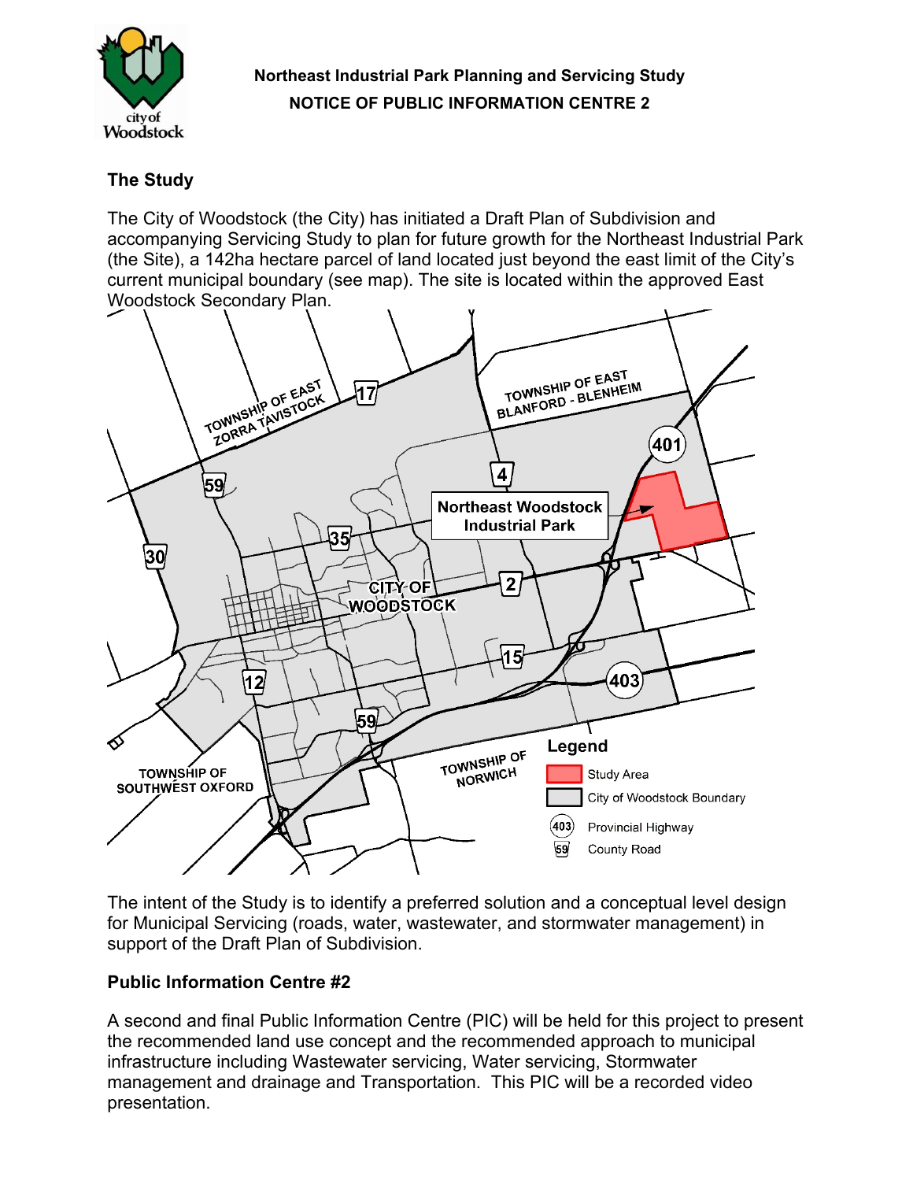**Northeast Industrial Park Planning and Servicing Study**

**NOTICE OF PUBLIC INFORMATION CENTRE 2**

## The Study

The City of Woodstock (the City) has initiated a Draft Plan of Subdivision and accompanying Servicing Study to plan for future growth for the Northeast Industrial Park (the Site), a 142ha hectare parcel of land located just beyond the east limit of the City's current municipal boundary (see map). The site is located within the approved East Woodstock Secondary Plan.

The intent of the Study is to identify a preferred solution and a conceptual level design for Municipal Servicing (roads, water, wastewater, and stormwater management) in support of the Draft Plan of Subdivision.

## Public Information Centre #2

A second and final Public Information Centre (PIC) will be held for this project to present the recommended land use concept and the recommended approach to municipal infrastructure including Wastewater servicing, Water servicing, Stormwater management and drainage and Transportation. This PIC will be a recorded video presentation.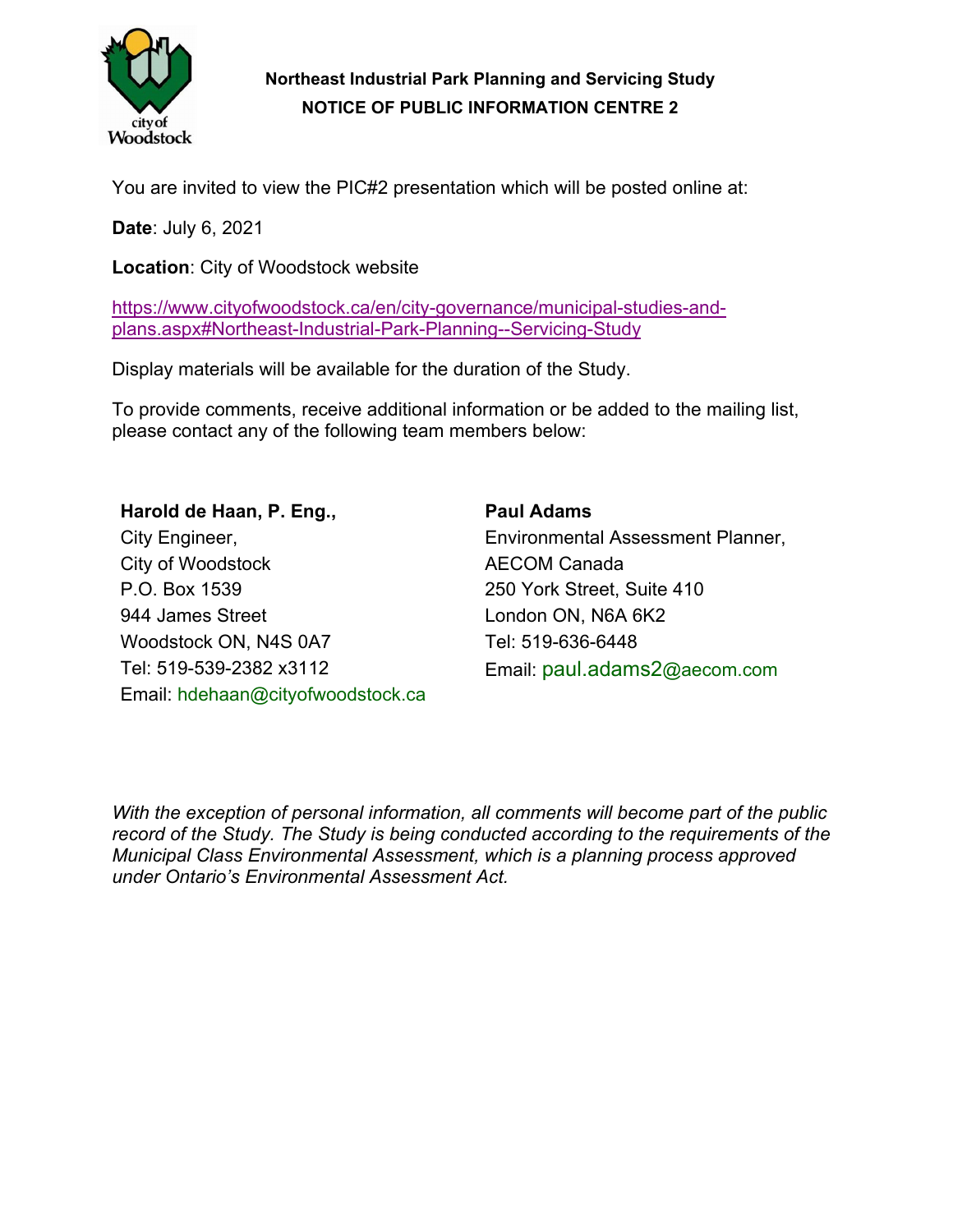**Northeast Industrial Park Planning and Servicing Study**
**NOTICE OF PUBLIC INFORMATION CENTRE 2**

You are invited to view the PIC#2 presentation which will be posted online at:

**Date**: July 6, 2021

**Location**: City of Woodstock website

https://www.cityofwoodstock.ca/en/city-governance/municipal-studies-and-plans.aspx#Northeast-Industrial-Park-Planning--Servicing-Study

Display materials will be available for the duration of the Study.

To provide comments, receive additional information or be added to the mailing list, please contact any of the following team members below:

**Harold de Haan, P. Eng.,**
City Engineer,
City of Woodstock
P.O. Box 1539
944 James Street
Woodstock ON, N4S 0A7
Tel: 519-539-2382 x3112
Email: hdehaan@cityofwoodstock.ca

**Paul Adams**
Environmental Assessment Planner,
AECOM Canada
250 York Street, Suite 410
London ON, N6A 6K2
Tel: 519-636-6448
Email: paul.adams2@aecom.com

*With the exception of personal information, all comments will become part of the public record of the Study. The Study is being conducted according to the requirements of the Municipal Class Environmental Assessment, which is a planning process approved under Ontario's Environmental Assessment Act.*